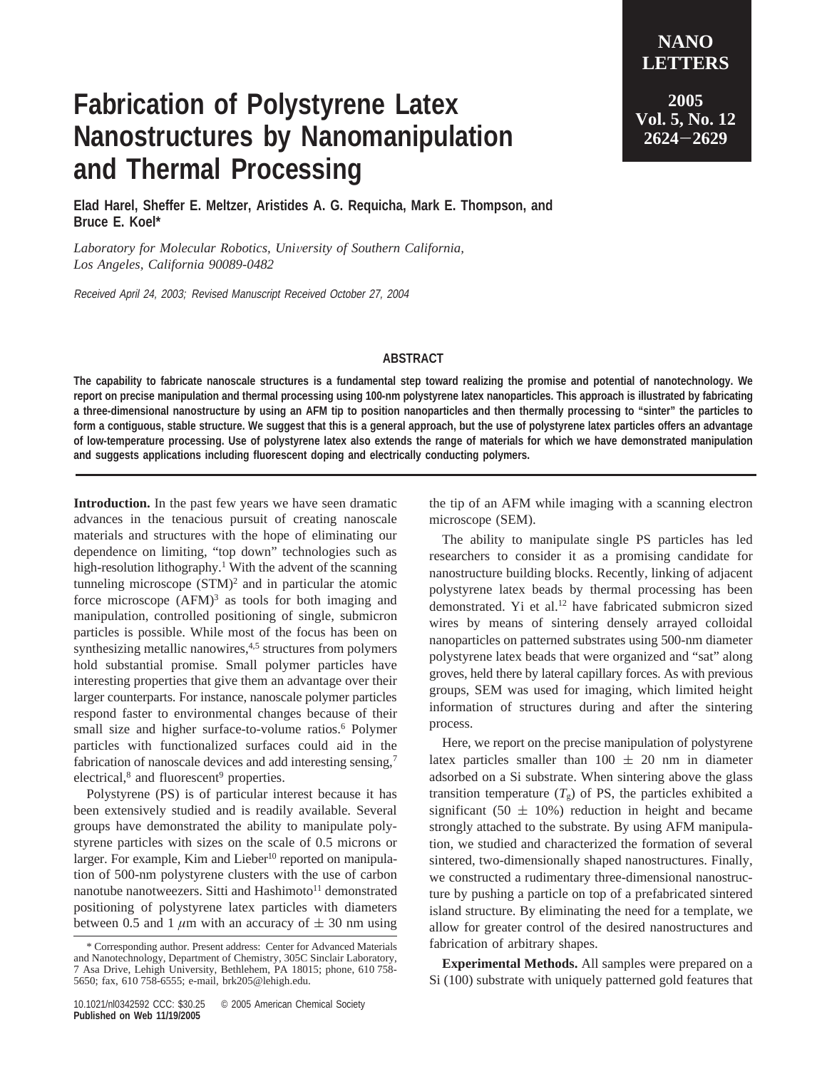# Fabrication of Polystyrene Latex Nanostructures by Nanomanipulation and Thermal Processing

**Elad Harel, Sheffer E. Meltzer, Aristides A. G. Requicha, Mark E. Thompson, and Bruce E. Koel***

*Laboratory for Molecular Robotics, University of Southern California, Los Angeles, California 90089-0482*

*Received April 24, 2003; Revised Manuscript Received October 27, 2004*

## ABSTRACT

**The capability to fabricate nanoscale structures is a fundamental step toward realizing the promise and potential of nanotechnology. We report on precise manipulation and thermal processing using 100-nm polystyrene latex nanoparticles. This approach is illustrated by fabricating a three-dimensional nanostructure by using an AFM tip to position nanoparticles and then thermally processing to "sinter" the particles to form a contiguous, stable structure. We suggest that this is a general approach, but the use of polystyrene latex particles offers an advantage of low-temperature processing. Use of polystyrene latex also extends the range of materials for which we have demonstrated manipulation and suggests applications including fluorescent doping and electrically conducting polymers.**

**Introduction.** In the past few years we have seen dramatic advances in the tenacious pursuit of creating nanoscale materials and structures with the hope of eliminating our dependence on limiting, "top down" technologies such as high-resolution lithography.[1] With the advent of the scanning tunneling microscope (STM)[2] and in particular the atomic force microscope (AFM)[3] as tools for both imaging and manipulation, controlled positioning of single, submicron particles is possible. While most of the focus has been on synthesizing metallic nanowires,[4,5] structures from polymers hold substantial promise. Small polymer particles have interesting properties that give them an advantage over their larger counterparts. For instance, nanoscale polymer particles respond faster to environmental changes because of their small size and higher surface-to-volume ratios.[6] Polymer particles with functionalized surfaces could aid in the fabrication of nanoscale devices and add interesting sensing,[7] electrical,[8] and fluorescent[9] properties.

Polystyrene (PS) is of particular interest because it has been extensively studied and is readily available. Several groups have demonstrated the ability to manipulate polystyrene particles with sizes on the scale of 0.5 microns or larger. For example, Kim and Lieber[10] reported on manipulation of 500-nm polystyrene clusters with the use of carbon nanotube nanotweezers. Sitti and Hashimoto[11] demonstrated positioning of polystyrene latex particles with diameters between 0.5 and 1 $\mu$m with an accuracy of $\pm$ 30 nm using the tip of an AFM while imaging with a scanning electron microscope (SEM).

The ability to manipulate single PS particles has led researchers to consider it as a promising candidate for nanostructure building blocks. Recently, linking of adjacent polystyrene latex beads by thermal processing has been demonstrated. Yi et al.[12] have fabricated submicron sized wires by means of sintering densely arrayed colloidal nanoparticles on patterned substrates using 500-nm diameter polystyrene latex beads that were organized and "sat" along groves, held there by lateral capillary forces. As with previous groups, SEM was used for imaging, which limited height information of structures during and after the sintering process.

Here, we report on the precise manipulation of polystyrene latex particles smaller than 100 $\pm$ 20 nm in diameter adsorbed on a Si substrate. When sintering above the glass transition temperature ($T_g$) of PS, the particles exhibited a significant (50 $\pm$ 10%) reduction in height and became strongly attached to the substrate. By using AFM manipulation, we studied and characterized the formation of several sintered, two-dimensionally shaped nanostructures. Finally, we constructed a rudimentary three-dimensional nanostructure by pushing a particle on top of a prefabricated sintered island structure. By eliminating the need for a template, we allow for greater control of the desired nanostructures and fabrication of arbitrary shapes.

**Experimental Methods.** All samples were prepared on a Si (100) substrate with uniquely patterned gold features that

\* Corresponding author. Present address: Center for Advanced Materials and Nanotechnology, Department of Chemistry, 305C Sinclair Laboratory, 7 Asa Drive, Lehigh University, Bethlehem, PA 18015; phone, 610 758-5650; fax, 610 758-6555; e-mail, brk205@lehigh.edu.

10.1021/nl0342592 CCC: $30.25 © 2005 American Chemical Society
**Published on Web 11/19/2005**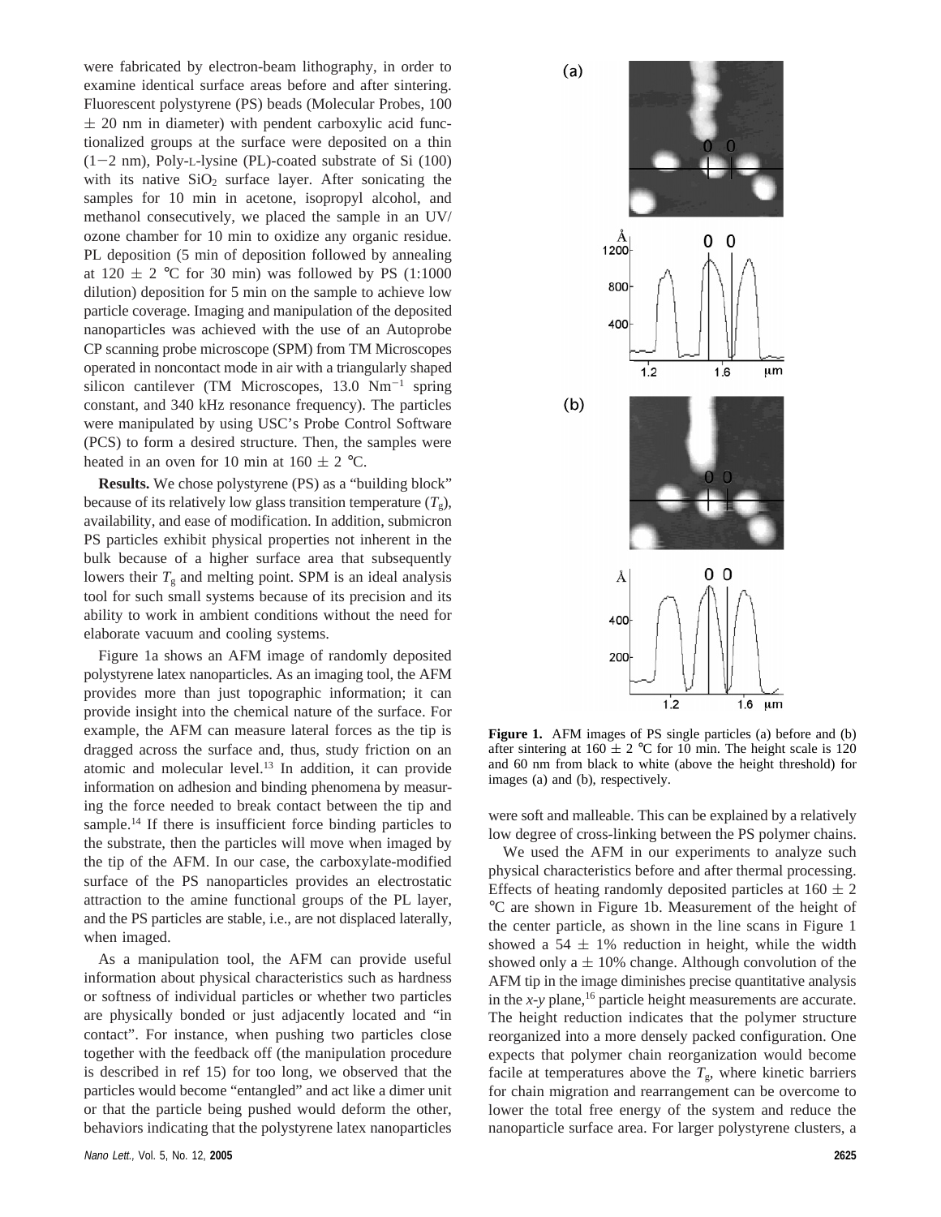were fabricated by electron-beam lithography, in order to examine identical surface areas before and after sintering. Fluorescent polystyrene (PS) beads (Molecular Probes, 100 ± 20 nm in diameter) with pendent carboxylic acid functionalized groups at the surface were deposited on a thin (1−2 nm), Poly-L-lysine (PL)-coated substrate of Si (100) with its native $SiO_2$ surface layer. After sonicating the samples for 10 min in acetone, isopropyl alcohol, and methanol consecutively, we placed the sample in an UV/ozone chamber for 10 min to oxidize any organic residue. PL deposition (5 min of deposition followed by annealing at 120 ± 2 °C for 30 min) was followed by PS (1:1000 dilution) deposition for 5 min on the sample to achieve low particle coverage. Imaging and manipulation of the deposited nanoparticles was achieved with the use of an Autoprobe CP scanning probe microscope (SPM) from TM Microscopes operated in noncontact mode in air with a triangularly shaped silicon cantilever (TM Microscopes, 13.0 $Nm^{-1}$ spring constant, and 340 kHz resonance frequency). The particles were manipulated by using USC's Probe Control Software (PCS) to form a desired structure. Then, the samples were heated in an oven for 10 min at 160 ± 2 °C.

**Results.** We chose polystyrene (PS) as a "building block" because of its relatively low glass transition temperature ($T_g$), availability, and ease of modification. In addition, submicron PS particles exhibit physical properties not inherent in the bulk because of a higher surface area that subsequently lowers their $T_g$ and melting point. SPM is an ideal analysis tool for such small systems because of its precision and its ability to work in ambient conditions without the need for elaborate vacuum and cooling systems.

Figure 1a shows an AFM image of randomly deposited polystyrene latex nanoparticles. As an imaging tool, the AFM provides more than just topographic information; it can provide insight into the chemical nature of the surface. For example, the AFM can measure lateral forces as the tip is dragged across the surface and, thus, study friction on an atomic and molecular level.[13] In addition, it can provide information on adhesion and binding phenomena by measuring the force needed to break contact between the tip and sample.[14] If there is insufficient force binding particles to the substrate, then the particles will move when imaged by the tip of the AFM. In our case, the carboxylate-modified surface of the PS nanoparticles provides an electrostatic attraction to the amine functional groups of the PL layer, and the PS particles are stable, i.e., are not displaced laterally, when imaged.

As a manipulation tool, the AFM can provide useful information about physical characteristics such as hardness or softness of individual particles or whether two particles are physically bonded or just adjacently located and "in contact". For instance, when pushing two particles close together with the feedback off (the manipulation procedure is described in ref 15) for too long, we observed that the particles would become "entangled" and act like a dimer unit or that the particle being pushed would deform the other, behaviors indicating that the polystyrene latex nanoparticles were soft and malleable. This can be explained by a relatively low degree of cross-linking between the PS polymer chains.

**Figure 1.** AFM images of PS single particles (a) before and (b) after sintering at 160 ± 2 °C for 10 min. The height scale is 120 and 60 nm from black to white (above the height threshold) for images (a) and (b), respectively.

We used the AFM in our experiments to analyze such physical characteristics before and after thermal processing. Effects of heating randomly deposited particles at 160 ± 2 °C are shown in Figure 1b. Measurement of the height of the center particle, as shown in the line scans in Figure 1 showed a 54 ± 1% reduction in height, while the width showed only a ± 10% change. Although convolution of the AFM tip in the image diminishes precise quantitative analysis in the *x*-*y* plane,[16] particle height measurements are accurate. The height reduction indicates that the polymer structure reorganized into a more densely packed configuration. One expects that polymer chain reorganization would become facile at temperatures above the $T_g$, where kinetic barriers for chain migration and rearrangement can be overcome to lower the total free energy of the system and reduce the nanoparticle surface area. For larger polystyrene clusters, a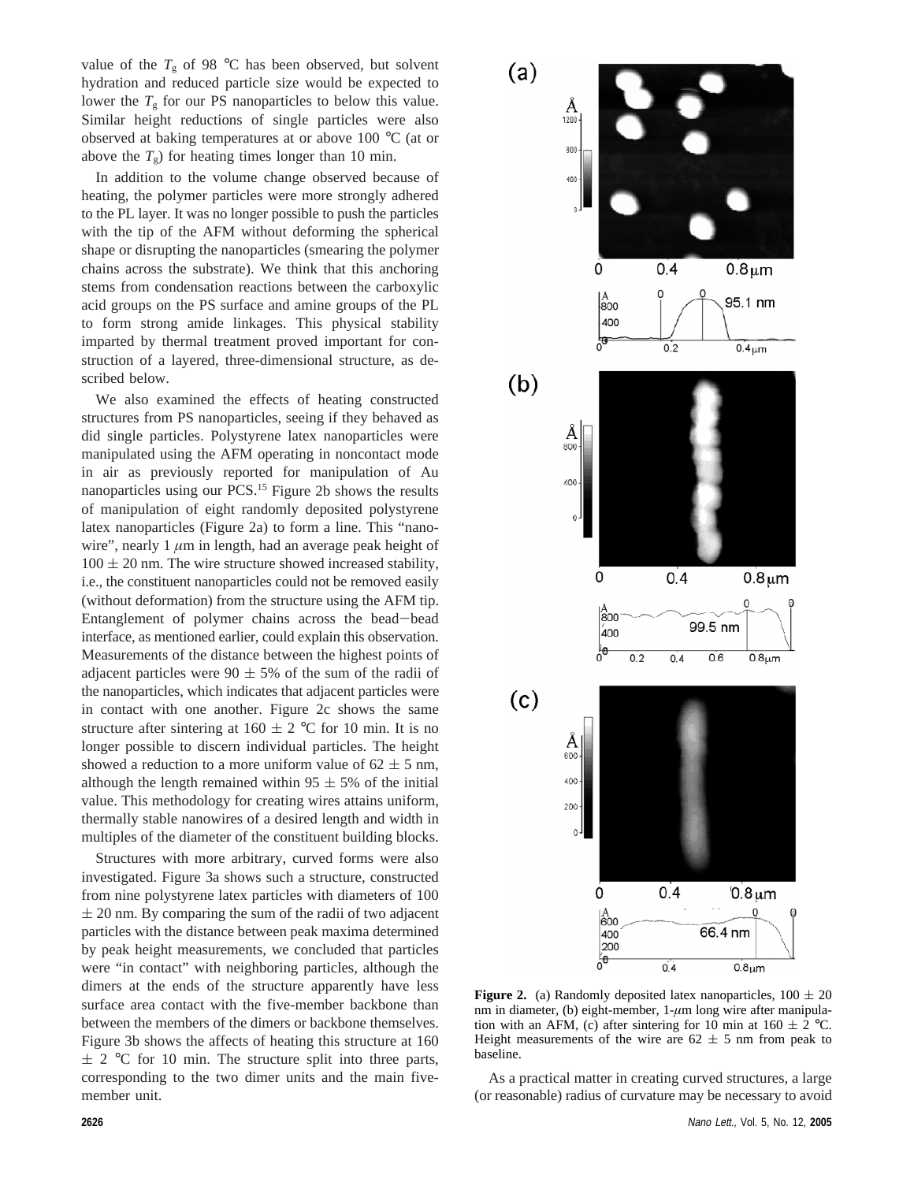value of the $T_g$ of 98 °C has been observed, but solvent hydration and reduced particle size would be expected to lower the $T_g$ for our PS nanoparticles to below this value. Similar height reductions of single particles were also observed at baking temperatures at or above 100 °C (at or above the $T_g$) for heating times longer than 10 min.

In addition to the volume change observed because of heating, the polymer particles were more strongly adhered to the PL layer. It was no longer possible to push the particles with the tip of the AFM without deforming the spherical shape or disrupting the nanoparticles (smearing the polymer chains across the substrate). We think that this anchoring stems from condensation reactions between the carboxylic acid groups on the PS surface and amine groups of the PL to form strong amide linkages. This physical stability imparted by thermal treatment proved important for construction of a layered, three-dimensional structure, as described below.

We also examined the effects of heating constructed structures from PS nanoparticles, seeing if they behaved as did single particles. Polystyrene latex nanoparticles were manipulated using the AFM operating in noncontact mode in air as previously reported for manipulation of Au nanoparticles using our PCS.[15] Figure 2b shows the results of manipulation of eight randomly deposited polystyrene latex nanoparticles (Figure 2a) to form a line. This "nanowire", nearly 1 $\mu$m in length, had an average peak height of $100 \pm 20$ nm. The wire structure showed increased stability, i.e., the constituent nanoparticles could not be removed easily (without deformation) from the structure using the AFM tip. Entanglement of polymer chains across the bead–bead interface, as mentioned earlier, could explain this observation. Measurements of the distance between the highest points of adjacent particles were $90 \pm 5$% of the sum of the radii of the nanoparticles, which indicates that adjacent particles were in contact with one another. Figure 2c shows the same structure after sintering at $160 \pm 2$ °C for 10 min. It is no longer possible to discern individual particles. The height showed a reduction to a more uniform value of $62 \pm 5$ nm, although the length remained within $95 \pm 5$% of the initial value. This methodology for creating wires attains uniform, thermally stable nanowires of a desired length and width in multiples of the diameter of the constituent building blocks.

Structures with more arbitrary, curved forms were also investigated. Figure 3a shows such a structure, constructed from nine polystyrene latex particles with diameters of 100 $\pm$ 20 nm. By comparing the sum of the radii of two adjacent particles with the distance between peak maxima determined by peak height measurements, we concluded that particles were "in contact" with neighboring particles, although the dimers at the ends of the structure apparently have less surface area contact with the five-member backbone than between the members of the dimers or backbone themselves. Figure 3b shows the affects of heating this structure at 160 $\pm$ 2 °C for 10 min. The structure split into three parts, corresponding to the two dimer units and the main five-member unit.

**Figure 2.** (a) Randomly deposited latex nanoparticles, $100 \pm 20$ nm in diameter, (b) eight-member, 1-$\mu$m long wire after manipulation with an AFM, (c) after sintering for 10 min at $160 \pm 2$ °C. Height measurements of the wire are $62 \pm 5$ nm from peak to baseline.

As a practical matter in creating curved structures, a large (or reasonable) radius of curvature may be necessary to avoid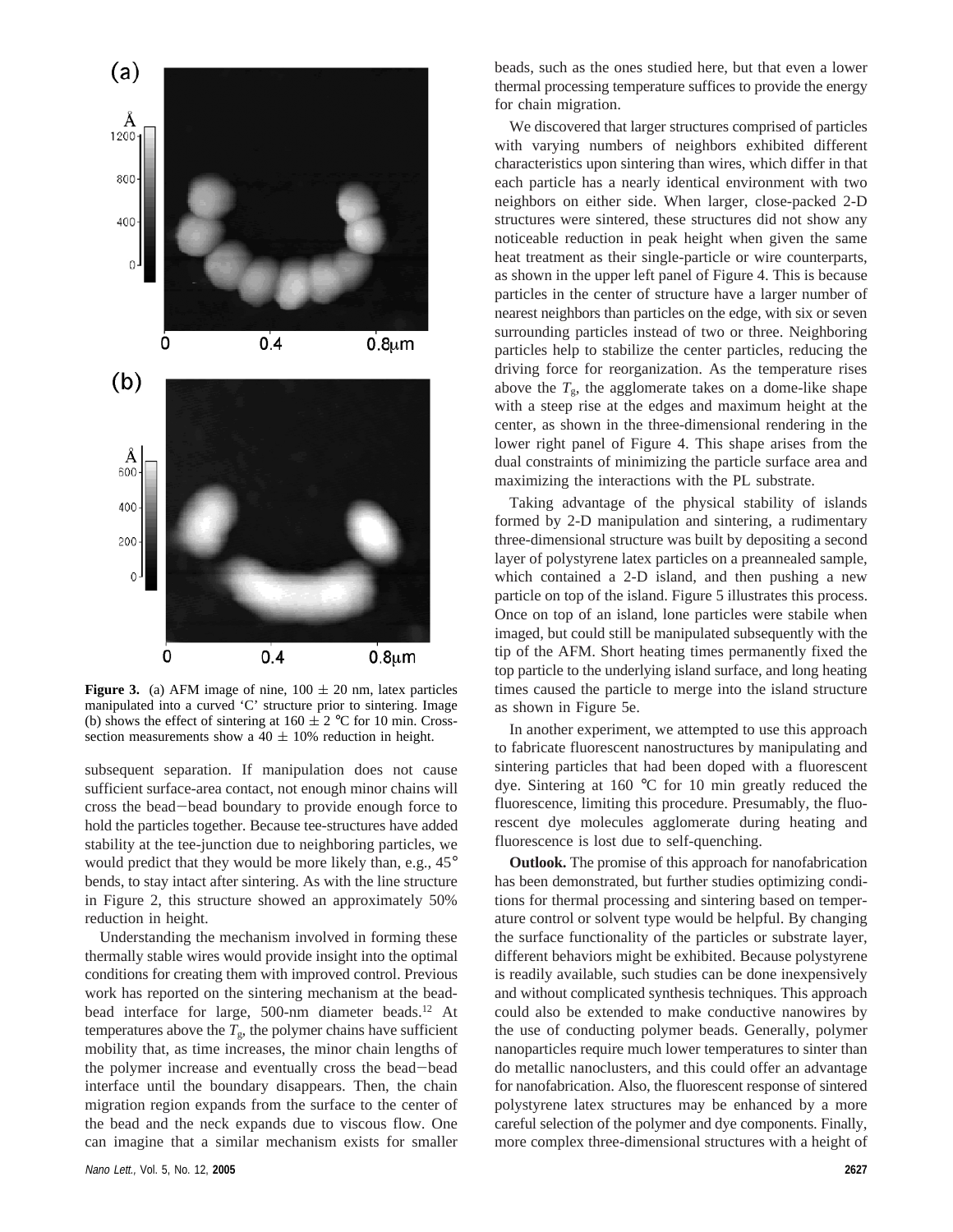**Figure 3.** (a) AFM image of nine, 100 ± 20 nm, latex particles manipulated into a curved 'C' structure prior to sintering. Image (b) shows the effect of sintering at 160 ± 2 °C for 10 min. Cross-section measurements show a 40 ± 10% reduction in height.

subsequent separation. If manipulation does not cause sufficient surface-area contact, not enough minor chains will cross the bead–bead boundary to provide enough force to hold the particles together. Because tee-structures have added stability at the tee-junction due to neighboring particles, we would predict that they would be more likely than, e.g., 45° bends, to stay intact after sintering. As with the line structure in Figure 2, this structure showed an approximately 50% reduction in height.

Understanding the mechanism involved in forming these thermally stable wires would provide insight into the optimal conditions for creating them with improved control. Previous work has reported on the sintering mechanism at the bead-bead interface for large, 500-nm diameter beads.[12] At temperatures above the $T_g$, the polymer chains have sufficient mobility that, as time increases, the minor chain lengths of the polymer increase and eventually cross the bead–bead interface until the boundary disappears. Then, the chain migration region expands from the surface to the center of the bead and the neck expands due to viscous flow. One can imagine that a similar mechanism exists for smaller beads, such as the ones studied here, but that even a lower thermal processing temperature suffices to provide the energy for chain migration.

We discovered that larger structures comprised of particles with varying numbers of neighbors exhibited different characteristics upon sintering than wires, which differ in that each particle has a nearly identical environment with two neighbors on either side. When larger, close-packed 2-D structures were sintered, these structures did not show any noticeable reduction in peak height when given the same heat treatment as their single-particle or wire counterparts, as shown in the upper left panel of Figure 4. This is because particles in the center of structure have a larger number of nearest neighbors than particles on the edge, with six or seven surrounding particles instead of two or three. Neighboring particles help to stabilize the center particles, reducing the driving force for reorganization. As the temperature rises above the $T_g$, the agglomerate takes on a dome-like shape with a steep rise at the edges and maximum height at the center, as shown in the three-dimensional rendering in the lower right panel of Figure 4. This shape arises from the dual constraints of minimizing the particle surface area and maximizing the interactions with the PL substrate.

Taking advantage of the physical stability of islands formed by 2-D manipulation and sintering, a rudimentary three-dimensional structure was built by depositing a second layer of polystyrene latex particles on a preannealed sample, which contained a 2-D island, and then pushing a new particle on top of the island. Figure 5 illustrates this process. Once on top of an island, lone particles were stabile when imaged, but could still be manipulated subsequently with the tip of the AFM. Short heating times permanently fixed the top particle to the underlying island surface, and long heating times caused the particle to merge into the island structure as shown in Figure 5e.

In another experiment, we attempted to use this approach to fabricate fluorescent nanostructures by manipulating and sintering particles that had been doped with a fluorescent dye. Sintering at 160 °C for 10 min greatly reduced the fluorescence, limiting this procedure. Presumably, the fluorescent dye molecules agglomerate during heating and fluorescence is lost due to self-quenching.

**Outlook.** The promise of this approach for nanofabrication has been demonstrated, but further studies optimizing conditions for thermal processing and sintering based on temperature control or solvent type would be helpful. By changing the surface functionality of the particles or substrate layer, different behaviors might be exhibited. Because polystyrene is readily available, such studies can be done inexpensively and without complicated synthesis techniques. This approach could also be extended to make conductive nanowires by the use of conducting polymer beads. Generally, polymer nanoparticles require much lower temperatures to sinter than do metallic nanoclusters, and this could offer an advantage for nanofabrication. Also, the fluorescent response of sintered polystyrene latex structures may be enhanced by a more careful selection of the polymer and dye components. Finally, more complex three-dimensional structures with a height of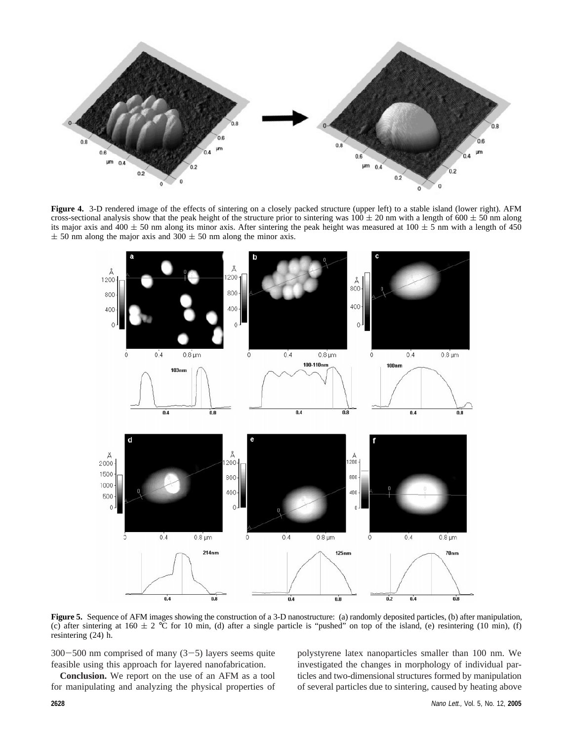**Figure 4.** 3-D rendered image of the effects of sintering on a closely packed structure (upper left) to a stable island (lower right). AFM cross-sectional analysis show that the peak height of the structure prior to sintering was 100 ± 20 nm with a length of 600 ± 50 nm along its major axis and 400 ± 50 nm along its minor axis. After sintering the peak height was measured at 100 ± 5 nm with a length of 450 ± 50 nm along the major axis and 300 ± 50 nm along the minor axis.

**Figure 5.** Sequence of AFM images showing the construction of a 3-D nanostructure: (a) randomly deposited particles, (b) after manipulation, (c) after sintering at 160 ± 2 °C for 10 min, (d) after a single particle is "pushed" on top of the island, (e) resintering (10 min), (f) resintering (24) h.

300−500 nm comprised of many (3−5) layers seems quite feasible using this approach for layered nanofabrication.

**Conclusion.** We report on the use of an AFM as a tool for manipulating and analyzing the physical properties of polystyrene latex nanoparticles smaller than 100 nm. We investigated the changes in morphology of individual particles and two-dimensional structures formed by manipulation of several particles due to sintering, caused by heating above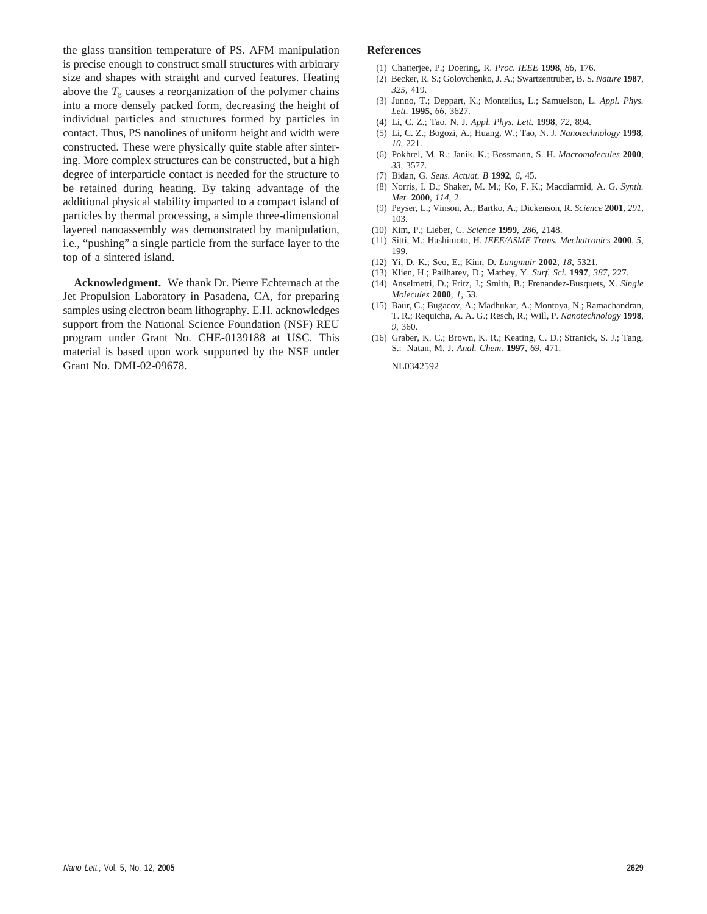the glass transition temperature of PS. AFM manipulation is precise enough to construct small structures with arbitrary size and shapes with straight and curved features. Heating above the $T_g$ causes a reorganization of the polymer chains into a more densely packed form, decreasing the height of individual particles and structures formed by particles in contact. Thus, PS nanolines of uniform height and width were constructed. These were physically quite stable after sintering. More complex structures can be constructed, but a high degree of interparticle contact is needed for the structure to be retained during heating. By taking advantage of the additional physical stability imparted to a compact island of particles by thermal processing, a simple three-dimensional layered nanoassembly was demonstrated by manipulation, i.e., "pushing" a single particle from the surface layer to the top of a sintered island.

**Acknowledgment.** We thank Dr. Pierre Echternach at the Jet Propulsion Laboratory in Pasadena, CA, for preparing samples using electron beam lithography. E.H. acknowledges support from the National Science Foundation (NSF) REU program under Grant No. CHE-0139188 at USC. This material is based upon work supported by the NSF under Grant No. DMI-02-09678.

## References

(1) Chatterjee, P.; Doering, R. *Proc. IEEE* **1998**, *86*, 176.
(2) Becker, R. S.; Golovchenko, J. A.; Swartzentruber, B. S. *Nature* **1987**, *325*, 419.
(3) Junno, T.; Deppart, K.; Montelius, L.; Samuelson, L. *Appl. Phys. Lett.* **1995**, *66*, 3627.
(4) Li, C. Z.; Tao, N. J. *Appl. Phys. Lett.* **1998**, *72*, 894.
(5) Li, C. Z.; Bogozi, A.; Huang, W.; Tao, N. J. *Nanotechnology* **1998**, *10*, 221.
(6) Pokhrel, M. R.; Janik, K.; Bossmann, S. H. *Macromolecules* **2000**, *33*, 3577.
(7) Bidan, G. *Sens. Actuat. B* **1992**, *6*, 45.
(8) Norris, I. D.; Shaker, M. M.; Ko, F. K.; Macdiarmid, A. G. *Synth. Met.* **2000**, *114*, 2.
(9) Peyser, L.; Vinson, A.; Bartko, A.; Dickenson, R. *Science* **2001**, *291*, 103.
(10) Kim, P.; Lieber, C. *Science* **1999**, *286*, 2148.
(11) Sitti, M.; Hashimoto, H. *IEEE/ASME Trans. Mechatronics* **2000**, *5*, 199.
(12) Yi, D. K.; Seo, E.; Kim, D. *Langmuir* **2002**, *18*, 5321.
(13) Klien, H.; Pailharey, D.; Mathey, Y. *Surf. Sci.* **1997**, *387*, 227.
(14) Anselmetti, D.; Fritz, J.; Smith, B.; Frenandez-Busquets, X. *Single Molecules* **2000**, *1*, 53.
(15) Baur, C.; Bugacov, A.; Madhukar, A.; Montoya, N.; Ramachandran, T. R.; Requicha, A. A. G.; Resch, R.; Will, P. *Nanotechnology* **1998**, *9*, 360.
(16) Graber, K. C.; Brown, K. R.; Keating, C. D.; Stranick, S. J.; Tang, S.: Natan, M. J. *Anal. Chem.* **1997**, *69*, 471.

NL0342592